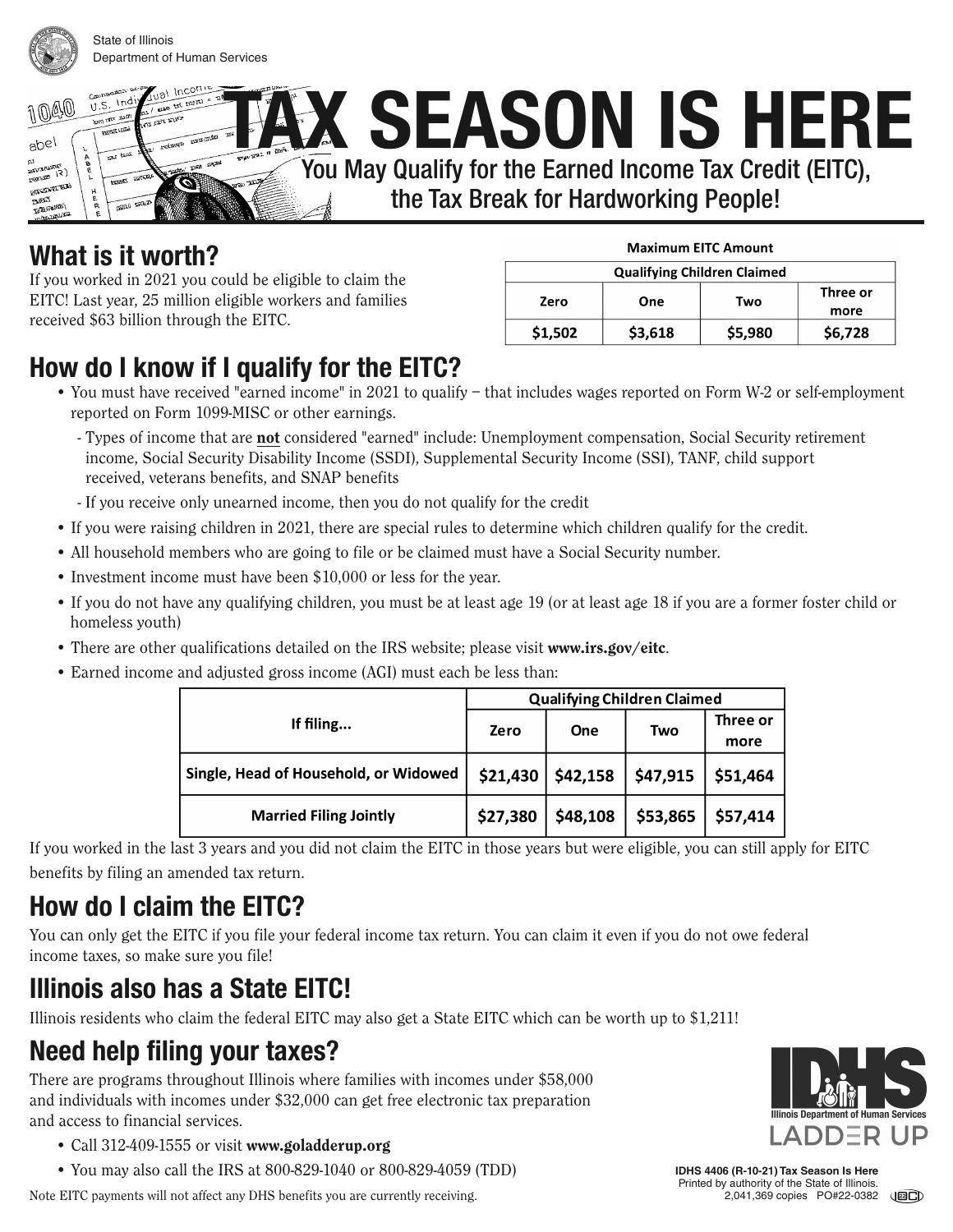State of Illinois
Department of Human Services

# TAX SEASON IS HERE

## You May Qualify for the Earned Income Tax Credit (EITC), the Tax Break for Hardworking People!

## What is it worth?

If you worked in 2021 you could be eligible to claim the EITC! Last year, 25 million eligible workers and families received $63 billion through the EITC.

| Maximum EITC Amount | | | |
|---|---|---|---|
| Qualifying Children Claimed | | | |
| Zero | One | Two | Three or more |
| $1,502 | $3,618 | $5,980 | $6,728 |

## How do I know if I qualify for the EITC?

- You must have received "earned income" in 2021 to qualify – that includes wages reported on Form W-2 or self-employment reported on Form 1099-MISC or other earnings.
  - Types of income that are **not** considered "earned" include: Unemployment compensation, Social Security retirement income, Social Security Disability Income (SSDI), Supplemental Security Income (SSI), TANF, child support received, veterans benefits, and SNAP benefits
  - If you receive only unearned income, then you do not qualify for the credit
- If you were raising children in 2021, there are special rules to determine which children qualify for the credit.
- All household members who are going to file or be claimed must have a Social Security number.
- Investment income must have been $10,000 or less for the year.
- If you do not have any qualifying children, you must be at least age 19 (or at least age 18 if you are a former foster child or homeless youth)
- There are other qualifications detailed on the IRS website; please visit **www.irs.gov/eitc**.
- Earned income and adjusted gross income (AGI) must each be less than:

| If filing... | Qualifying Children Claimed | | | |
|---|---|---|---|---|
| | Zero | One | Two | Three or more |
| Single, Head of Household, or Widowed | $21,430 | $42,158 | $47,915 | $51,464 |
| Married Filing Jointly | $27,380 | $48,108 | $53,865 | $57,414 |

If you worked in the last 3 years and you did not claim the EITC in those years but were eligible, you can still apply for EITC benefits by filing an amended tax return.

## How do I claim the EITC?

You can only get the EITC if you file your federal income tax return. You can claim it even if you do not owe federal income taxes, so make sure you file!

## Illinois also has a State EITC!

Illinois residents who claim the federal EITC may also get a State EITC which can be worth up to $1,211!

## Need help filing your taxes?

There are programs throughout Illinois where families with incomes under $58,000 and individuals with incomes under $32,000 can get free electronic tax preparation and access to financial services.

- Call 312-409-1555 or visit **www.goladderup.org**
- You may also call the IRS at 800-829-1040 or 800-829-4059 (TDD)

Note EITC payments will not affect any DHS benefits you are currently receiving.

Illinois Department of Human Services
LADDER UP

**IDHS 4406 (R-10-21) Tax Season Is Here**
Printed by authority of the State of Illinois.
2,041,369 copies PO#22-0382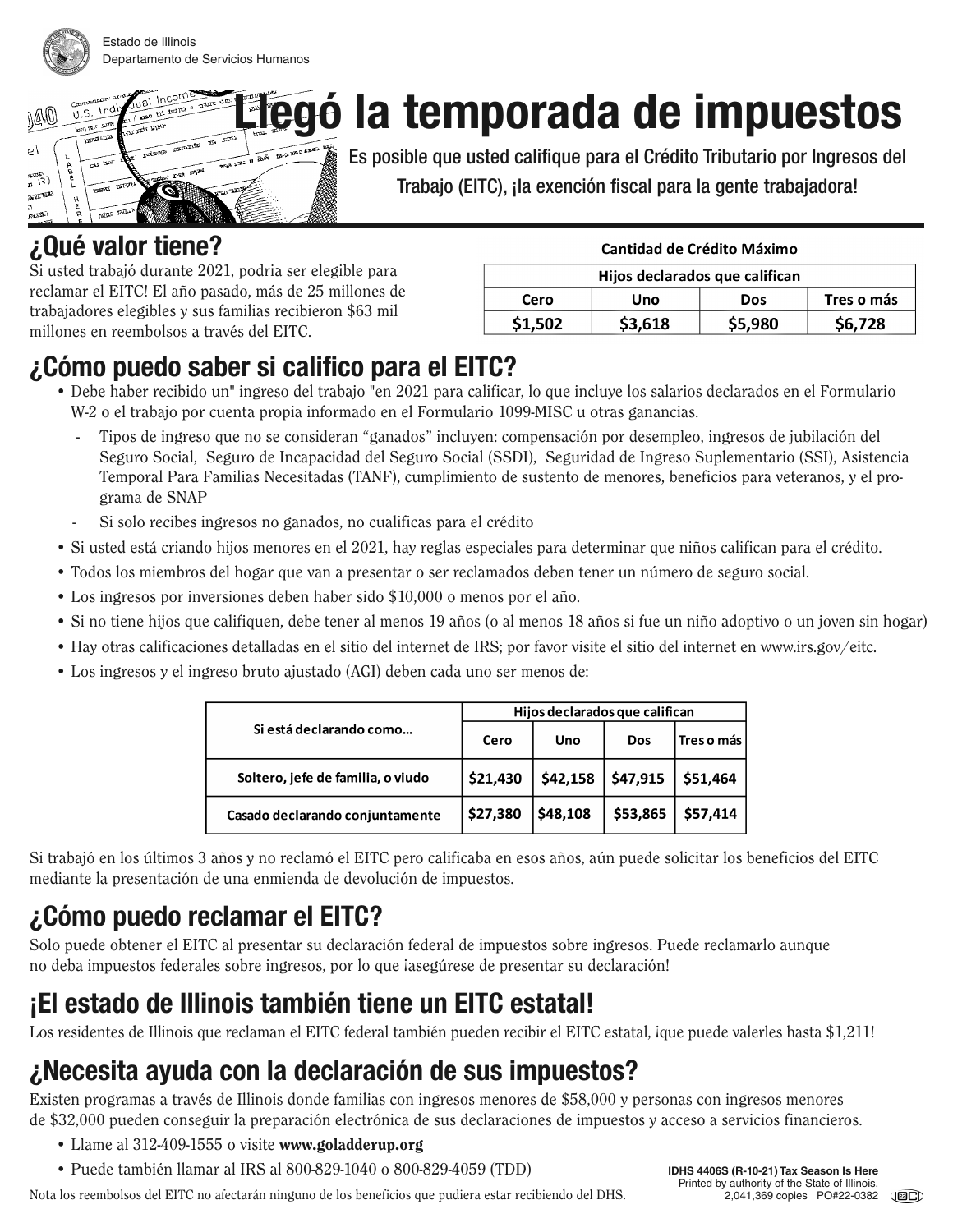Estado de Illinois
Departamento de Servicios Humanos

# Llegó la temporada de impuestos

Es posible que usted califique para el Crédito Tributario por Ingresos del Trabajo (EITC), ¡la exención fiscal para la gente trabajadora!

## ¿Qué valor tiene?

Si usted trabajó durante 2021, podria ser elegible para reclamar el EITC! El año pasado, más de 25 millones de trabajadores elegibles y sus familias recibieron $63 mil millones en reembolsos a través del EITC.

**Cantidad de Crédito Máximo**

| Hijos declarados que califican | | | |
|---|---|---|---|
| Cero | Uno | Dos | Tres o más |
| $1,502 | $3,618 | $5,980 | $6,728 |

## ¿Cómo puedo saber si califico para el EITC?

- Debe haber recibido un" ingreso del trabajo "en 2021 para calificar, lo que incluye los salarios declarados en el Formulario W-2 o el trabajo por cuenta propia informado en el Formulario 1099-MISC u otras ganancias.
  - Tipos de ingreso que no se consideran "ganados" incluyen: compensación por desempleo, ingresos de jubilación del Seguro Social, Seguro de Incapacidad del Seguro Social (SSDI), Seguridad de Ingreso Suplementario (SSI), Asistencia Temporal Para Familias Necesitadas (TANF), cumplimiento de sustento de menores, beneficios para veteranos, y el programa de SNAP
  - Si solo recibes ingresos no ganados, no cualificas para el crédito
- Si usted está criando hijos menores en el 2021, hay reglas especiales para determinar que niños califican para el crédito.
- Todos los miembros del hogar que van a presentar o ser reclamados deben tener un número de seguro social.
- Los ingresos por inversiones deben haber sido $10,000 o menos por el año.
- Si no tiene hijos que califiquen, debe tener al menos 19 años (o al menos 18 años si fue un niño adoptivo o un joven sin hogar)
- Hay otras calificaciones detalladas en el sitio del internet de IRS; por favor visite el sitio del internet en www.irs.gov/eitc.
- Los ingresos y el ingreso bruto ajustado (AGI) deben cada uno ser menos de:

| Si está declarando como... | Hijos declarados que califican | | | |
|---|---|---|---|---|
| | Cero | Uno | Dos | Tres o más |
| Soltero, jefe de familia, o viudo | $21,430 | $42,158 | $47,915 | $51,464 |
| Casado declarando conjuntamente | $27,380 | $48,108 | $53,865 | $57,414 |

Si trabajó en los últimos 3 años y no reclamó el EITC pero calificaba en esos años, aún puede solicitar los beneficios del EITC mediante la presentación de una enmienda de devolución de impuestos.

## ¿Cómo puedo reclamar el EITC?

Solo puede obtener el EITC al presentar su declaración federal de impuestos sobre ingresos. Puede reclamarlo aunque no deba impuestos federales sobre ingresos, por lo que ¡asegúrese de presentar su declaración!

## ¡El estado de Illinois también tiene un EITC estatal!

Los residentes de Illinois que reclaman el EITC federal también pueden recibir el EITC estatal, ¡que puede valerles hasta $1,211!

## ¿Necesita ayuda con la declaración de sus impuestos?

Existen programas a través de Illinois donde familias con ingresos menores de $58,000 y personas con ingresos menores de $32,000 pueden conseguir la preparación electrónica de sus declaraciones de impuestos y acceso a servicios financieros.

- Llame al 312-409-1555 o visite **www.goladderup.org**
- Puede también llamar al IRS al 800-829-1040 o 800-829-4059 (TDD)

Nota los reembolsos del EITC no afectarán ninguno de los beneficios que pudiera estar recibiendo del DHS.

**IDHS 4406S (R-10-21) Tax Season Is Here**
Printed by authority of the State of Illinois.
2,041,369 copies PO#22-0382